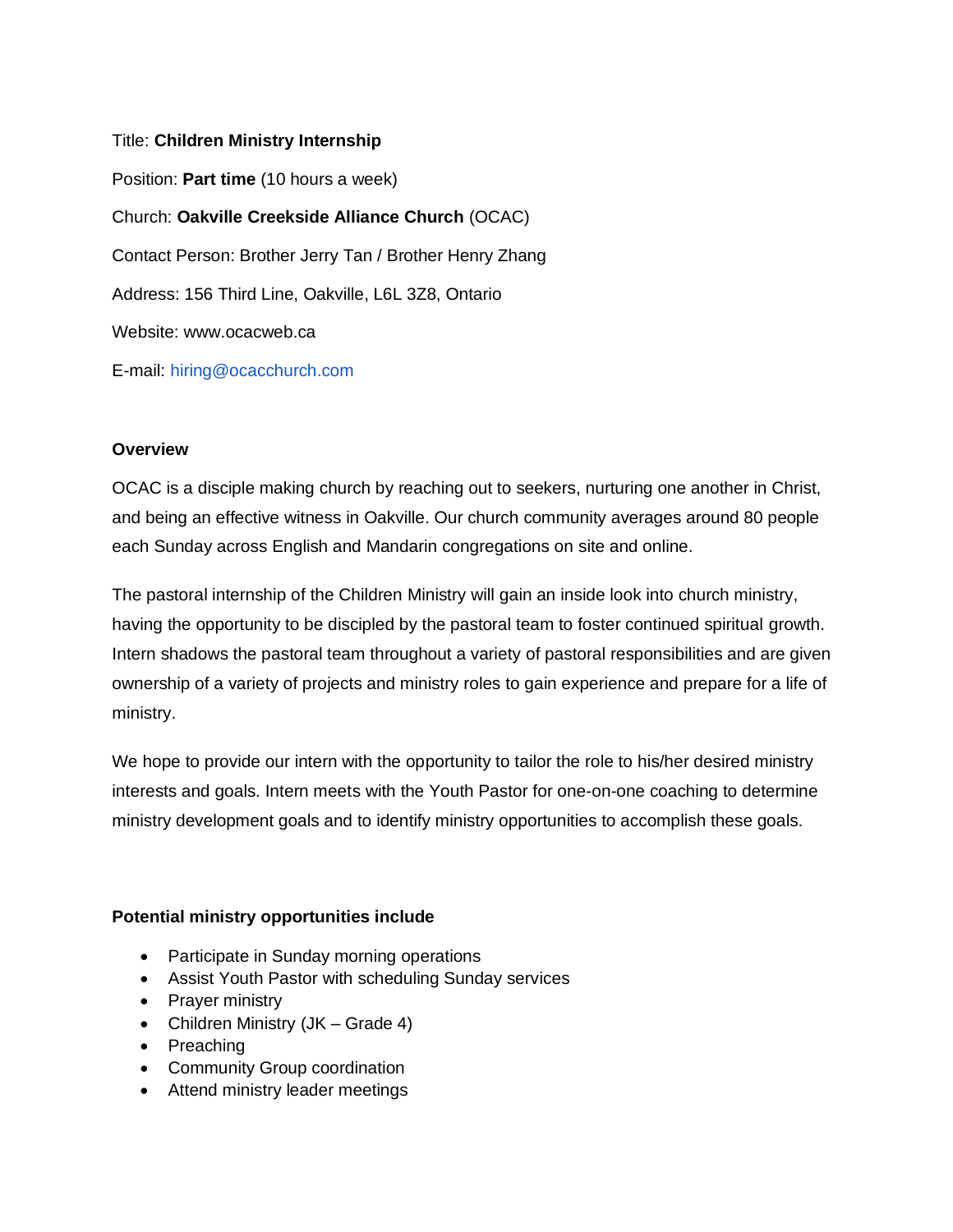Title: **Children Ministry Internship**

Position: **Part time** (10 hours a week)

Church: **Oakville Creekside Alliance Church** (OCAC)

Contact Person: Brother Jerry Tan / Brother Henry Zhang

Address: 156 Third Line, Oakville, L6L 3Z8, Ontario

Website: www.ocacweb.ca

E-mail: hiring@ocacchurch.com

**Overview**

OCAC is a disciple making church by reaching out to seekers, nurturing one another in Christ, and being an effective witness in Oakville. Our church community averages around 80 people each Sunday across English and Mandarin congregations on site and online.

The pastoral internship of the Children Ministry will gain an inside look into church ministry, having the opportunity to be discipled by the pastoral team to foster continued spiritual growth. Intern shadows the pastoral team throughout a variety of pastoral responsibilities and are given ownership of a variety of projects and ministry roles to gain experience and prepare for a life of ministry.

We hope to provide our intern with the opportunity to tailor the role to his/her desired ministry interests and goals. Intern meets with the Youth Pastor for one-on-one coaching to determine ministry development goals and to identify ministry opportunities to accomplish these goals.

**Potential ministry opportunities include**

- Participate in Sunday morning operations
- Assist Youth Pastor with scheduling Sunday services
- Prayer ministry
- Children Ministry (JK – Grade 4)
- Preaching
- Community Group coordination
- Attend ministry leader meetings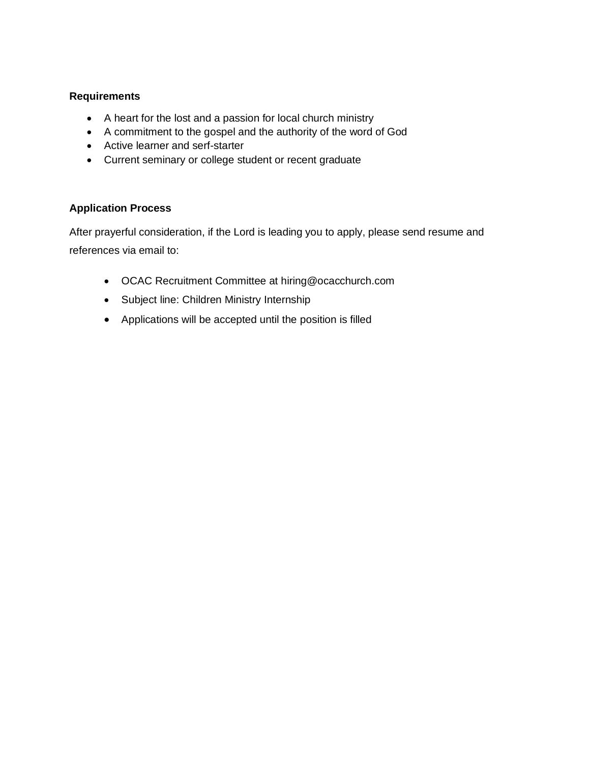**Requirements**

- A heart for the lost and a passion for local church ministry
- A commitment to the gospel and the authority of the word of God
- Active learner and serf-starter
- Current seminary or college student or recent graduate

**Application Process**

After prayerful consideration, if the Lord is leading you to apply, please send resume and references via email to:

- OCAC Recruitment Committee at hiring@ocacchurch.com
- Subject line: Children Ministry Internship
- Applications will be accepted until the position is filled